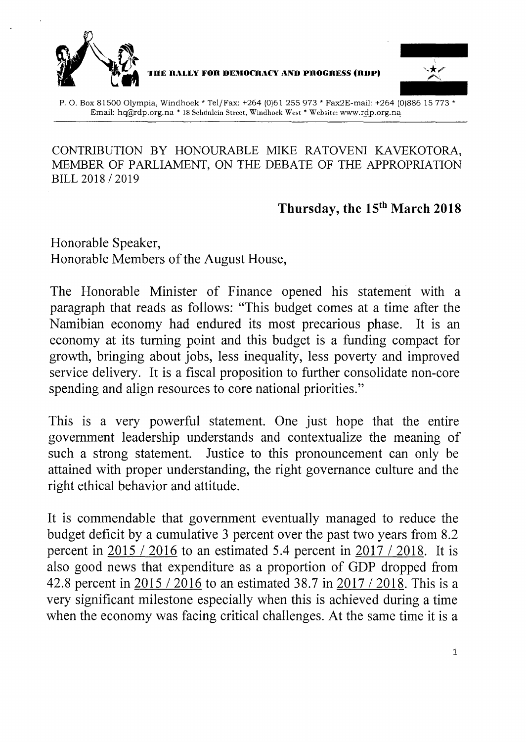**THE RALLY FOR DEMOCRACY AND PROGRESS (RDP)**

P. O. Box 81500 Olympia, Windhoek * Tel/Fax: +264 (0)61 255 973 * Fax2E-mail: +264 (0)886 15 773 * Email: hq@rdp.org.na * 18 Schönlein Street, Windhoek West * Website: www.rdp.org.na

CONTRIBUTION BY HONOURABLE MIKE RATOVENI KAVEKOTORA, MEMBER OF PARLIAMENT, ON THE DEBATE OF THE APPROPRIATION BILL 2018 / 2019

**Thursday, the 15th March 2018**

Honorable Speaker,
Honorable Members of the August House,

The Honorable Minister of Finance opened his statement with a paragraph that reads as follows: "This budget comes at a time after the Namibian economy had endured its most precarious phase. It is an economy at its turning point and this budget is a funding compact for growth, bringing about jobs, less inequality, less poverty and improved service delivery. It is a fiscal proposition to further consolidate non-core spending and align resources to core national priorities."

This is a very powerful statement. One just hope that the entire government leadership understands and contextualize the meaning of such a strong statement. Justice to this pronouncement can only be attained with proper understanding, the right governance culture and the right ethical behavior and attitude.

It is commendable that government eventually managed to reduce the budget deficit by a cumulative 3 percent over the past two years from 8.2 percent in 2015 / 2016 to an estimated 5.4 percent in 2017 / 2018. It is also good news that expenditure as a proportion of GDP dropped from 42.8 percent in 2015 / 2016 to an estimated 38.7 in 2017 / 2018. This is a very significant milestone especially when this is achieved during a time when the economy was facing critical challenges. At the same time it is a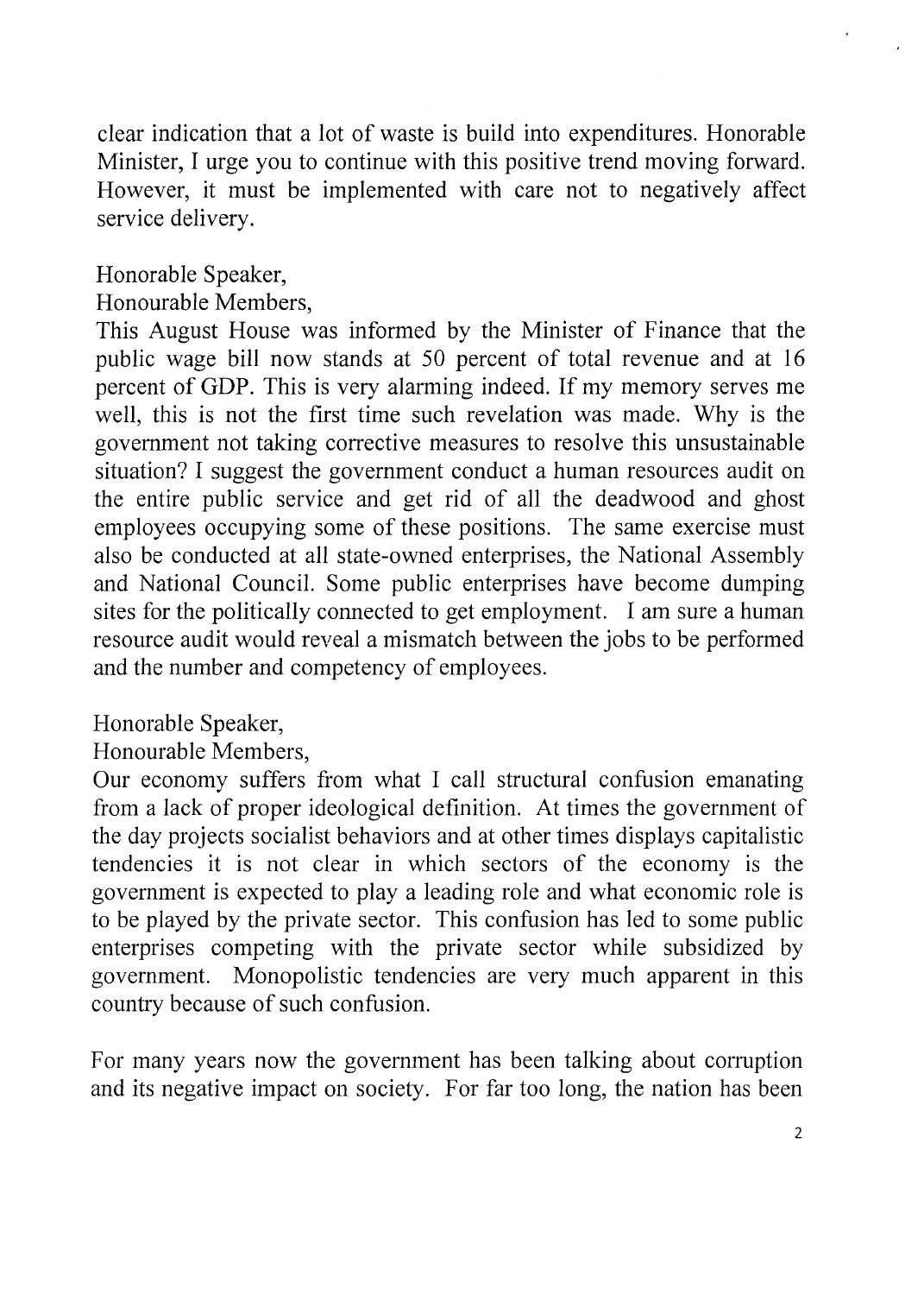clear indication that a lot of waste is build into expenditures. Honorable Minister, I urge you to continue with this positive trend moving forward. However, it must be implemented with care not to negatively affect service delivery.

Honorable Speaker,
Honourable Members,
This August House was informed by the Minister of Finance that the public wage bill now stands at 50 percent of total revenue and at 16 percent of GDP. This is very alarming indeed. If my memory serves me well, this is not the first time such revelation was made. Why is the government not taking corrective measures to resolve this unsustainable situation? I suggest the government conduct a human resources audit on the entire public service and get rid of all the deadwood and ghost employees occupying some of these positions. The same exercise must also be conducted at all state-owned enterprises, the National Assembly and National Council. Some public enterprises have become dumping sites for the politically connected to get employment. I am sure a human resource audit would reveal a mismatch between the jobs to be performed and the number and competency of employees.

Honorable Speaker,
Honourable Members,
Our economy suffers from what I call structural confusion emanating from a lack of proper ideological definition. At times the government of the day projects socialist behaviors and at other times displays capitalistic tendencies it is not clear in which sectors of the economy is the government is expected to play a leading role and what economic role is to be played by the private sector. This confusion has led to some public enterprises competing with the private sector while subsidized by government. Monopolistic tendencies are very much apparent in this country because of such confusion.

For many years now the government has been talking about corruption and its negative impact on society. For far too long, the nation has been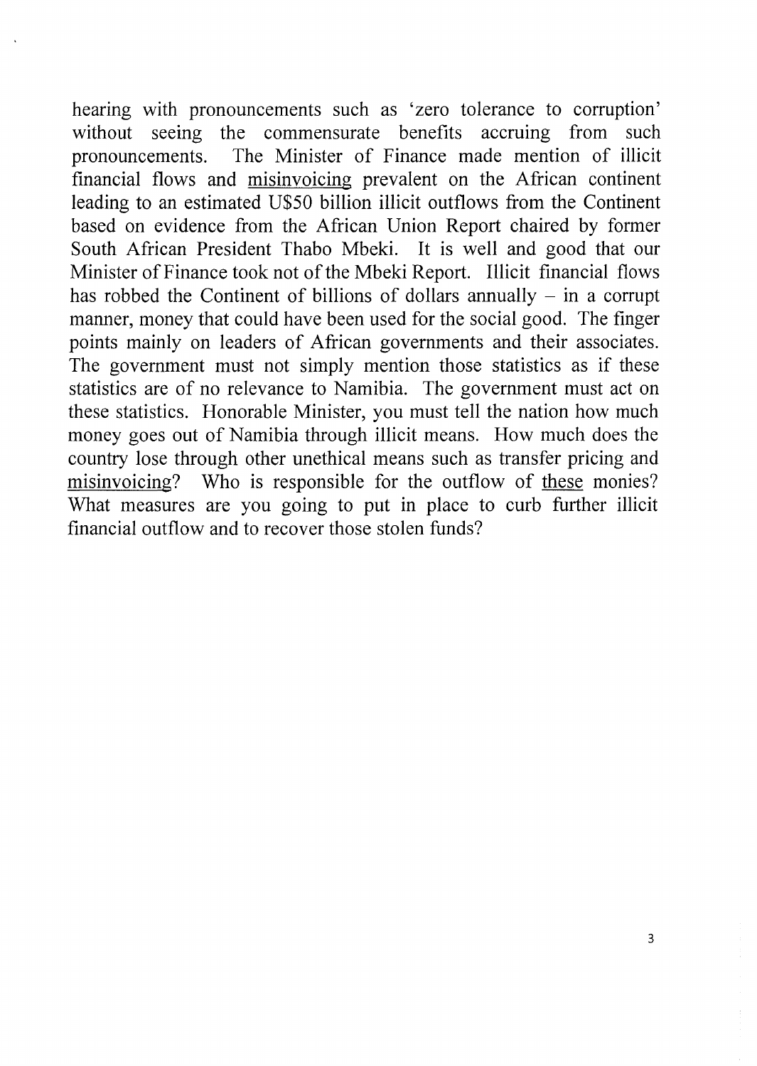hearing with pronouncements such as 'zero tolerance to corruption' without seeing the commensurate benefits accruing from such pronouncements. The Minister of Finance made mention of illicit financial flows and <u>misinvoicing</u> prevalent on the African continent leading to an estimated U$50 billion illicit outflows from the Continent based on evidence from the African Union Report chaired by former South African President Thabo Mbeki. It is well and good that our Minister of Finance took not of the Mbeki Report. Illicit financial flows has robbed the Continent of billions of dollars annually – in a corrupt manner, money that could have been used for the social good. The finger points mainly on leaders of African governments and their associates. The government must not simply mention those statistics as if these statistics are of no relevance to Namibia. The government must act on these statistics. Honorable Minister, you must tell the nation how much money goes out of Namibia through illicit means. How much does the country lose through other unethical means such as transfer pricing and <u>misinvoicing</u>? Who is responsible for the outflow of <u>these</u> monies? What measures are you going to put in place to curb further illicit financial outflow and to recover those stolen funds?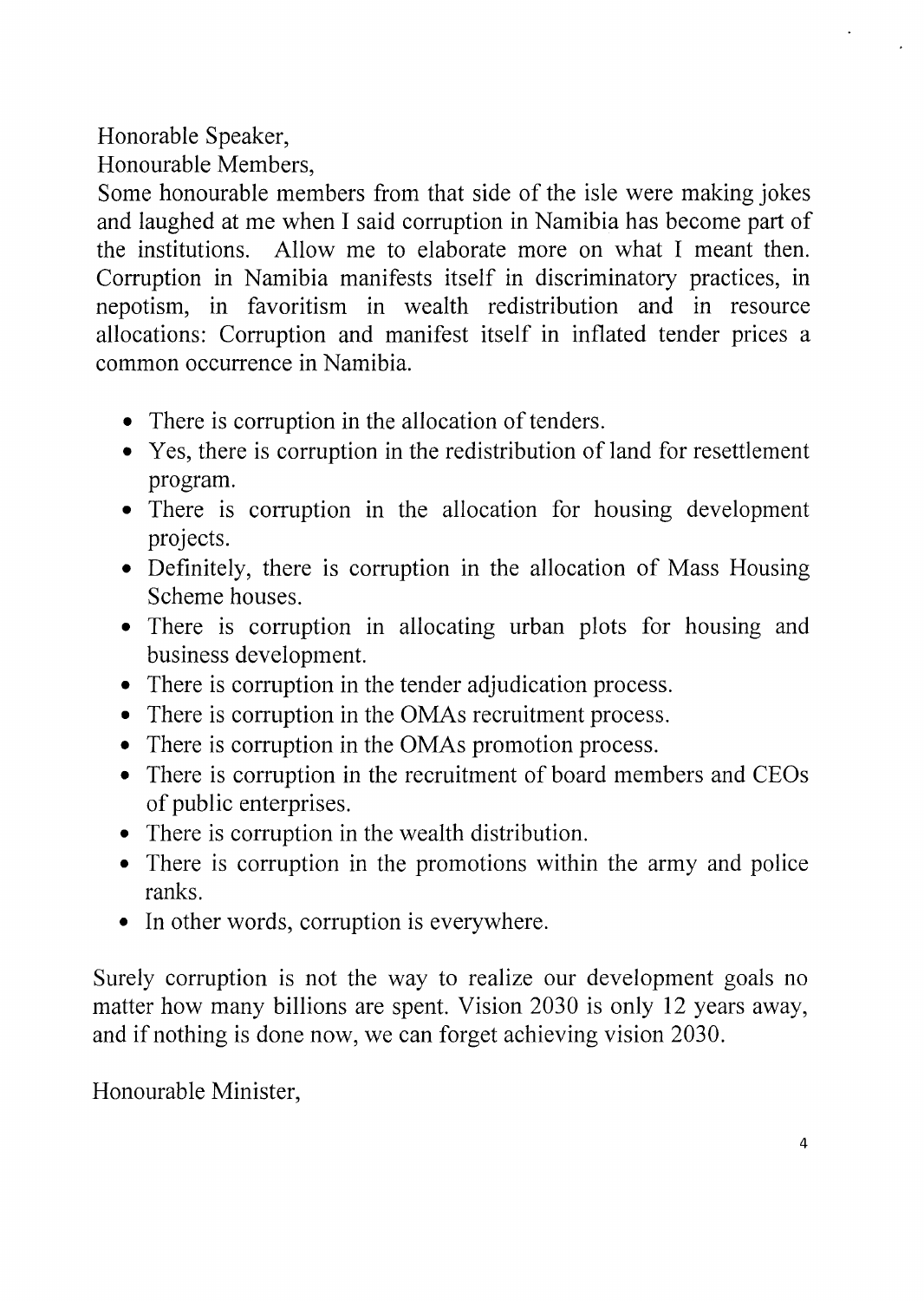Honorable Speaker,
Honourable Members,
Some honourable members from that side of the isle were making jokes and laughed at me when I said corruption in Namibia has become part of the institutions. Allow me to elaborate more on what I meant then. Corruption in Namibia manifests itself in discriminatory practices, in nepotism, in favoritism in wealth redistribution and in resource allocations: Corruption and manifest itself in inflated tender prices a common occurrence in Namibia.

- There is corruption in the allocation of tenders.
- Yes, there is corruption in the redistribution of land for resettlement program.
- There is corruption in the allocation for housing development projects.
- Definitely, there is corruption in the allocation of Mass Housing Scheme houses.
- There is corruption in allocating urban plots for housing and business development.
- There is corruption in the tender adjudication process.
- There is corruption in the OMAs recruitment process.
- There is corruption in the OMAs promotion process.
- There is corruption in the recruitment of board members and CEOs of public enterprises.
- There is corruption in the wealth distribution.
- There is corruption in the promotions within the army and police ranks.
- In other words, corruption is everywhere.

Surely corruption is not the way to realize our development goals no matter how many billions are spent. Vision 2030 is only 12 years away, and if nothing is done now, we can forget achieving vision 2030.

Honourable Minister,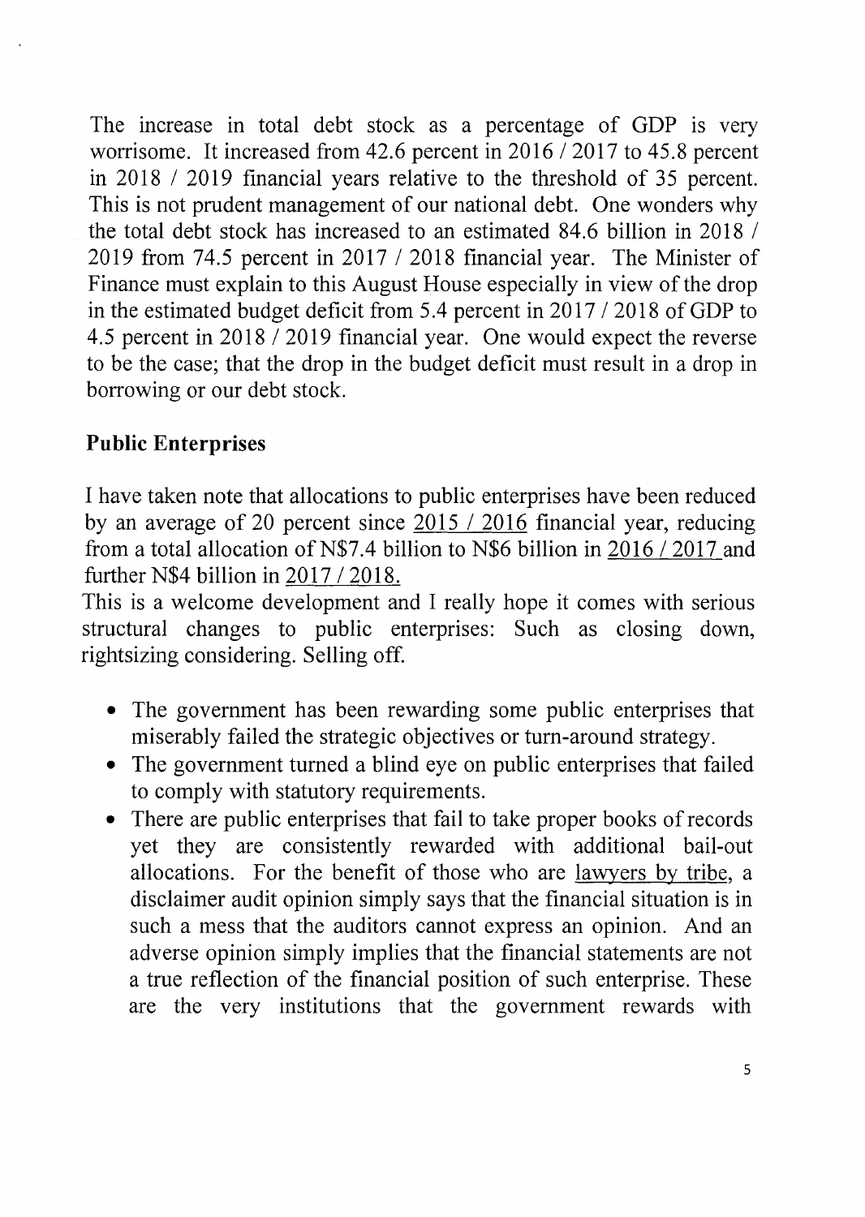The increase in total debt stock as a percentage of GDP is very worrisome. It increased from 42.6 percent in 2016 / 2017 to 45.8 percent in 2018 / 2019 financial years relative to the threshold of 35 percent. This is not prudent management of our national debt. One wonders why the total debt stock has increased to an estimated 84.6 billion in 2018 / 2019 from 74.5 percent in 2017 / 2018 financial year. The Minister of Finance must explain to this August House especially in view of the drop in the estimated budget deficit from 5.4 percent in 2017 / 2018 of GDP to 4.5 percent in 2018 / 2019 financial year. One would expect the reverse to be the case; that the drop in the budget deficit must result in a drop in borrowing or our debt stock.

**Public Enterprises**

I have taken note that allocations to public enterprises have been reduced by an average of 20 percent since 2015 / 2016 financial year, reducing from a total allocation of N$7.4 billion to N$6 billion in 2016 / 2017 and further N$4 billion in 2017 / 2018.

This is a welcome development and I really hope it comes with serious structural changes to public enterprises: Such as closing down, rightsizing considering. Selling off.

- The government has been rewarding some public enterprises that miserably failed the strategic objectives or turn-around strategy.
- The government turned a blind eye on public enterprises that failed to comply with statutory requirements.
- There are public enterprises that fail to take proper books of records yet they are consistently rewarded with additional bail-out allocations. For the benefit of those who are lawyers by tribe, a disclaimer audit opinion simply says that the financial situation is in such a mess that the auditors cannot express an opinion. And an adverse opinion simply implies that the financial statements are not a true reflection of the financial position of such enterprise. These are the very institutions that the government rewards with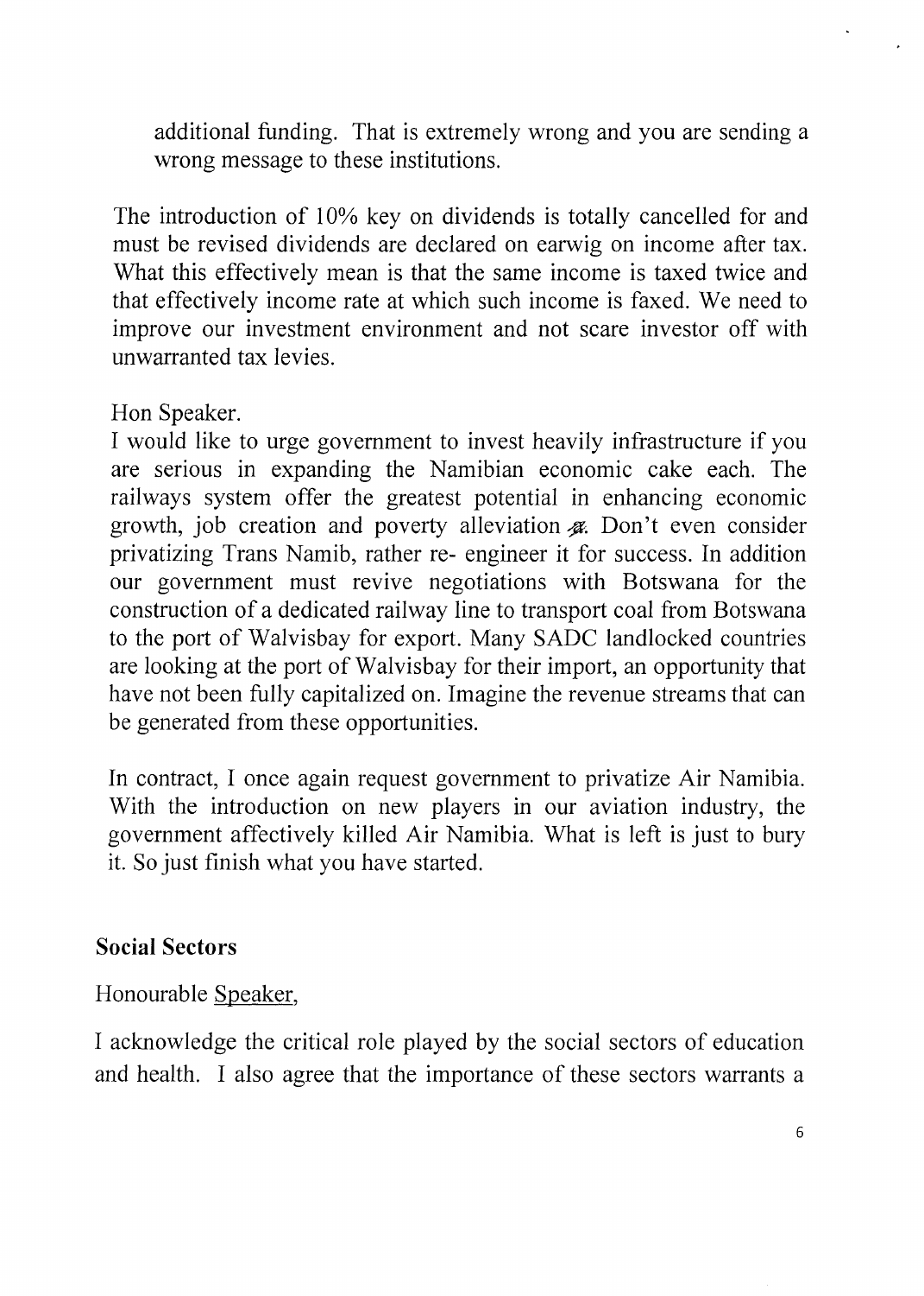additional funding. That is extremely wrong and you are sending a wrong message to these institutions.

The introduction of 10% key on dividends is totally cancelled for and must be revised dividends are declared on earwig on income after tax. What this effectively mean is that the same income is taxed twice and that effectively income rate at which such income is faxed. We need to improve our investment environment and not scare investor off with unwarranted tax levies.

Hon Speaker.

I would like to urge government to invest heavily infrastructure if you are serious in expanding the Namibian economic cake each. The railways system offer the greatest potential in enhancing economic growth, job creation and poverty alleviation. Don't even consider privatizing Trans Namib, rather re- engineer it for success. In addition our government must revive negotiations with Botswana for the construction of a dedicated railway line to transport coal from Botswana to the port of Walvisbay for export. Many SADC landlocked countries are looking at the port of Walvisbay for their import, an opportunity that have not been fully capitalized on. Imagine the revenue streams that can be generated from these opportunities.

In contract, I once again request government to privatize Air Namibia. With the introduction on new players in our aviation industry, the government affectively killed Air Namibia. What is left is just to bury it. So just finish what you have started.

**Social Sectors**

Honourable Speaker,

I acknowledge the critical role played by the social sectors of education and health. I also agree that the importance of these sectors warrants a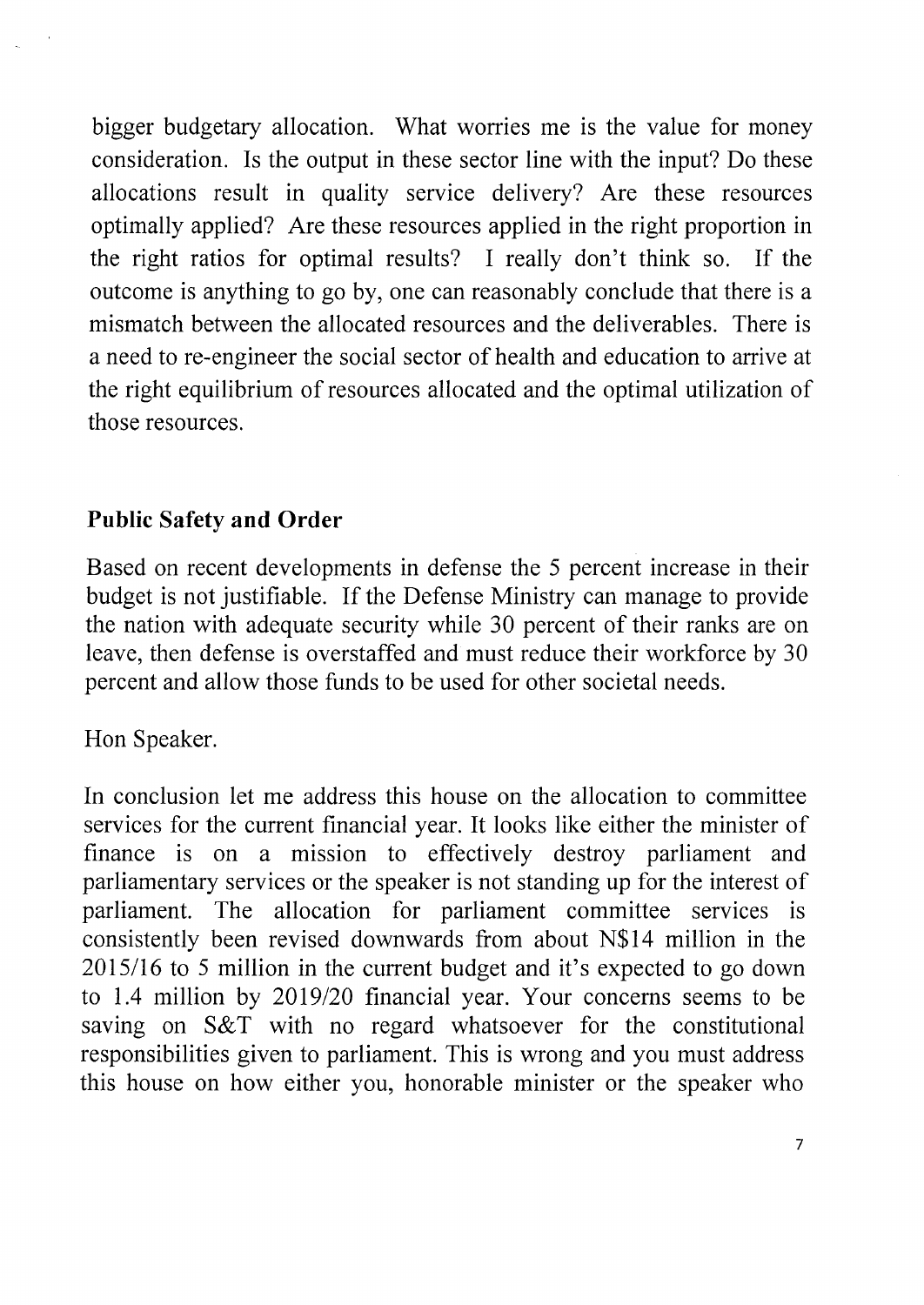bigger budgetary allocation. What worries me is the value for money consideration. Is the output in these sector line with the input? Do these allocations result in quality service delivery? Are these resources optimally applied? Are these resources applied in the right proportion in the right ratios for optimal results? I really don't think so. If the outcome is anything to go by, one can reasonably conclude that there is a mismatch between the allocated resources and the deliverables. There is a need to re-engineer the social sector of health and education to arrive at the right equilibrium of resources allocated and the optimal utilization of those resources.

**Public Safety and Order**

Based on recent developments in defense the 5 percent increase in their budget is not justifiable. If the Defense Ministry can manage to provide the nation with adequate security while 30 percent of their ranks are on leave, then defense is overstaffed and must reduce their workforce by 30 percent and allow those funds to be used for other societal needs.

Hon Speaker.

In conclusion let me address this house on the allocation to committee services for the current financial year. It looks like either the minister of finance is on a mission to effectively destroy parliament and parliamentary services or the speaker is not standing up for the interest of parliament. The allocation for parliament committee services is consistently been revised downwards from about N$14 million in the 2015/16 to 5 million in the current budget and it's expected to go down to 1.4 million by 2019/20 financial year. Your concerns seems to be saving on S&T with no regard whatsoever for the constitutional responsibilities given to parliament. This is wrong and you must address this house on how either you, honorable minister or the speaker who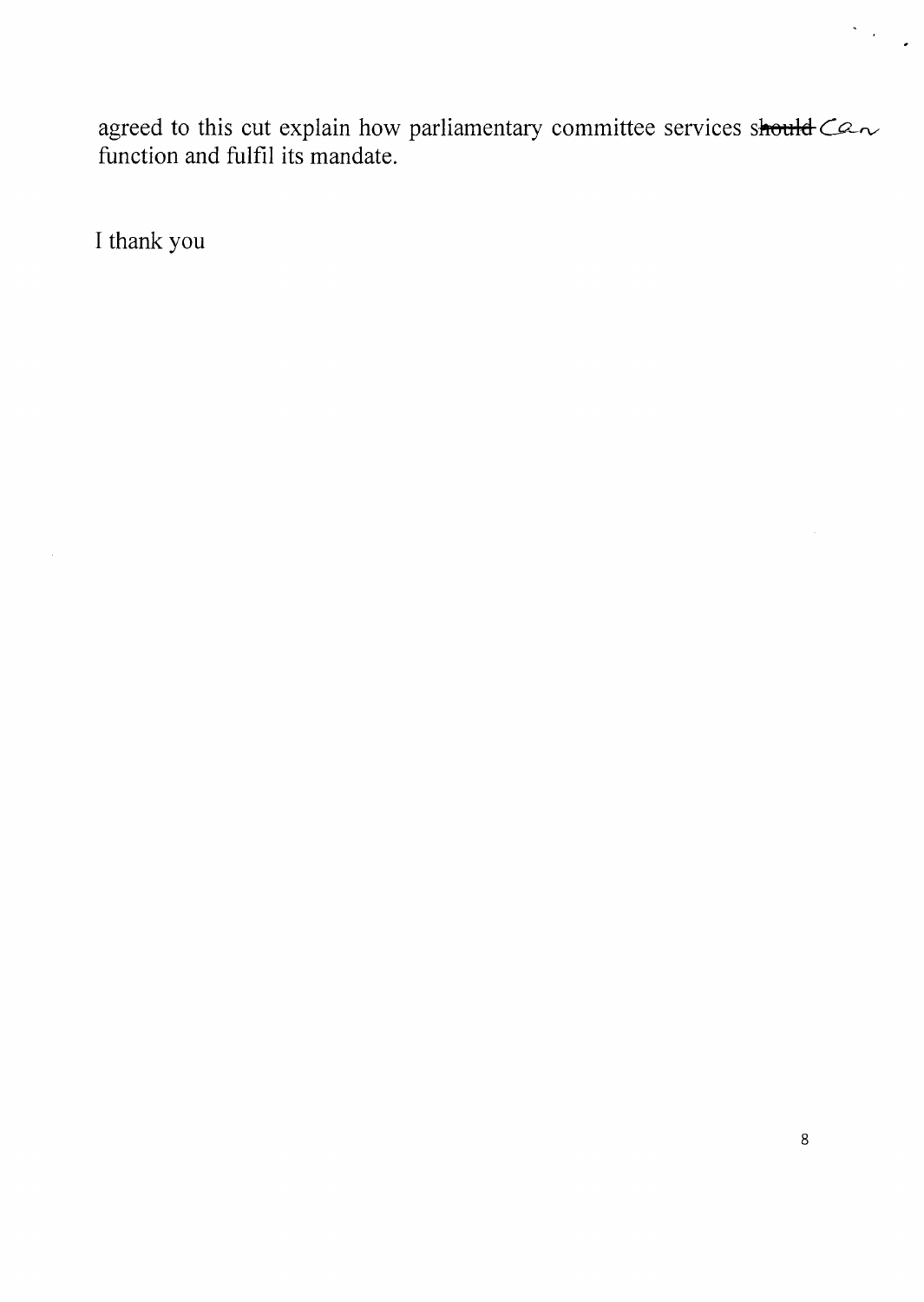agreed to this cut explain how parliamentary committee services ~~should~~ can function and fulfil its mandate.

I thank you